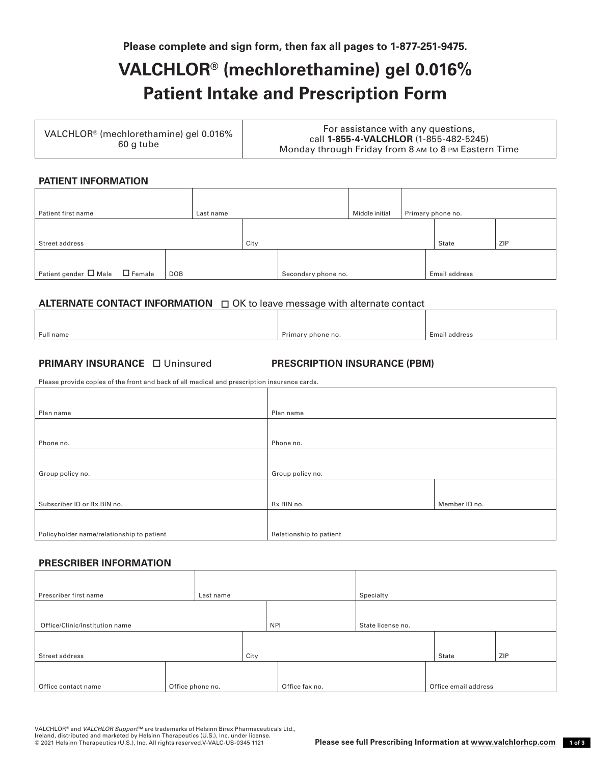**Please complete and sign form, then fax all pages to 1-877-251-9475.**

# VALCHLOR® (mechlorethamine) gel 0.016% Patient Intake and Prescription Form

| VALCHLOR® (mechlorethamine) gel 0.016% 60 g tube | For assistance with any questions, call **1-855-4-VALCHLOR** (1-855-482-5245) Monday through Friday from 8 AM to 8 PM Eastern Time |
|---|---|

## PATIENT INFORMATION

| Patient first name | Last name | Middle initial | Primary phone no. |
|---|---|---|---|

| Street address | City | State | ZIP |
|---|---|---|---|

| Patient gender ☐ Male ☐ Female | DOB | Secondary phone no. | Email address |
|---|---|---|---|

## ALTERNATE CONTACT INFORMATION ☐ OK to leave message with alternate contact

| Full name | Primary phone no. | Email address |
|---|---|---|

## PRIMARY INSURANCE ☐ Uninsured — PRESCRIPTION INSURANCE (PBM)

Please provide copies of the front and back of all medical and prescription insurance cards.

| Primary Insurance | Prescription Insurance (PBM) | |
|---|---|---|
| Plan name | Plan name | |
| Phone no. | Phone no. | |
| Group policy no. | Group policy no. | |
| Subscriber ID or Rx BIN no. | Rx BIN no. | Member ID no. |
| Policyholder name/relationship to patient | Relationship to patient | |

## PRESCRIBER INFORMATION

| Prescriber first name | Last name | Specialty |
|---|---|---|

| Office/Clinic/Institution name | NPI | State license no. |
|---|---|---|

| Street address | City | State | ZIP |
|---|---|---|---|

| Office contact name | Office phone no. | Office fax no. | Office email address |
|---|---|---|---|

VALCHLOR® and *VALCHLOR Support*™ are trademarks of Helsinn Birex Pharmaceuticals Ltd., Ireland, distributed and marketed by Helsinn Therapeutics (U.S.), Inc. under license. © 2021 Helsinn Therapeutics (U.S.), Inc. All rights reserved.V-VALC-US-0345 1121

**Please see full Prescribing Information at www.valchlorhcp.com**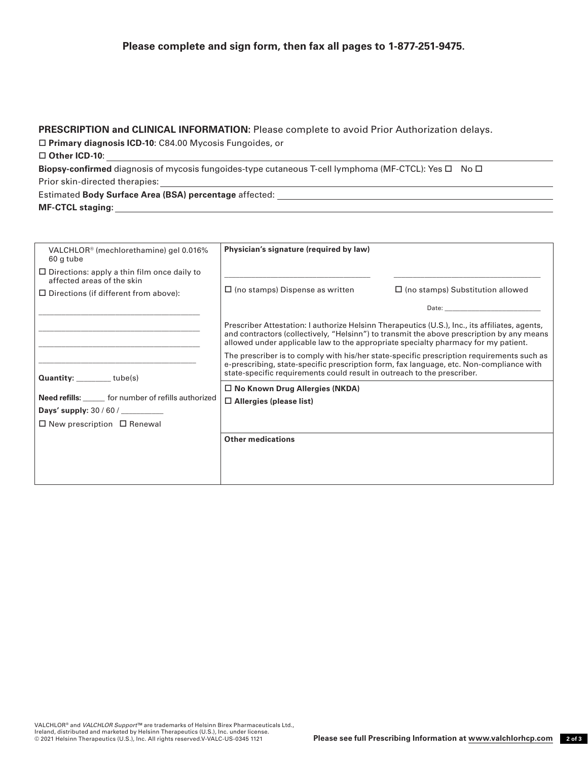**Please complete and sign form, then fax all pages to 1-877-251-9475.**

**PRESCRIPTION and CLINICAL INFORMATION:** Please complete to avoid Prior Authorization delays.

☐ **Primary diagnosis ICD-10**: C84.00 Mycosis Fungoides, or

☐ **Other ICD-10**: ______________________________

**Biopsy-confirmed** diagnosis of mycosis fungoides-type cutaneous T-cell lymphoma (MF-CTCL): Yes ☐ No ☐

Prior skin-directed therapies: ______________________________

Estimated **Body Surface Area (BSA) percentage** affected: ______________________________

**MF-CTCL staging:** ______________________________

| | |
|---|---|
| VALCHLOR® (mechlorethamine) gel 0.016% 60 g tube<br><br>☐ Directions: apply a thin film once daily to affected areas of the skin<br><br>☐ Directions (if different from above):<br>______________________________<br>______________________________<br>______________________________<br>______________________________<br><br>**Quantity:** ________ tube(s)<br><br>**Need refills:** _____ for number of refills authorized<br><br>**Days' supply:** 30 / 60 / __________<br><br>☐ New prescription ☐ Renewal | **Physician's signature (required by law)**<br><br>______________________________ ______________________________<br>☐ (no stamps) Dispense as written ☐ (no stamps) Substitution allowed<br><br>Date: ____________________<br><br>Prescriber Attestation: I authorize Helsinn Therapeutics (U.S.), Inc., its affiliates, agents, and contractors (collectively, "Helsinn") to transmit the above prescription by any means allowed under applicable law to the appropriate specialty pharmacy for my patient.<br><br>The prescriber is to comply with his/her state-specific prescription requirements such as e-prescribing, state-specific prescription form, fax language, etc. Non-compliance with state-specific requirements could result in outreach to the prescriber.<br><br>☐ **No Known Drug Allergies (NKDA)**<br>☐ **Allergies (please list)**<br><br>**Other medications** |

VALCHLOR® and *VALCHLOR Support*™ are trademarks of Helsinn Birex Pharmaceuticals Ltd., Ireland, distributed and marketed by Helsinn Therapeutics (U.S.), Inc. under license.
© 2021 Helsinn Therapeutics (U.S.), Inc. All rights reserved.V-VALC-US-0345 1121

**Please see full Prescribing Information at www.valchlorhcp.com**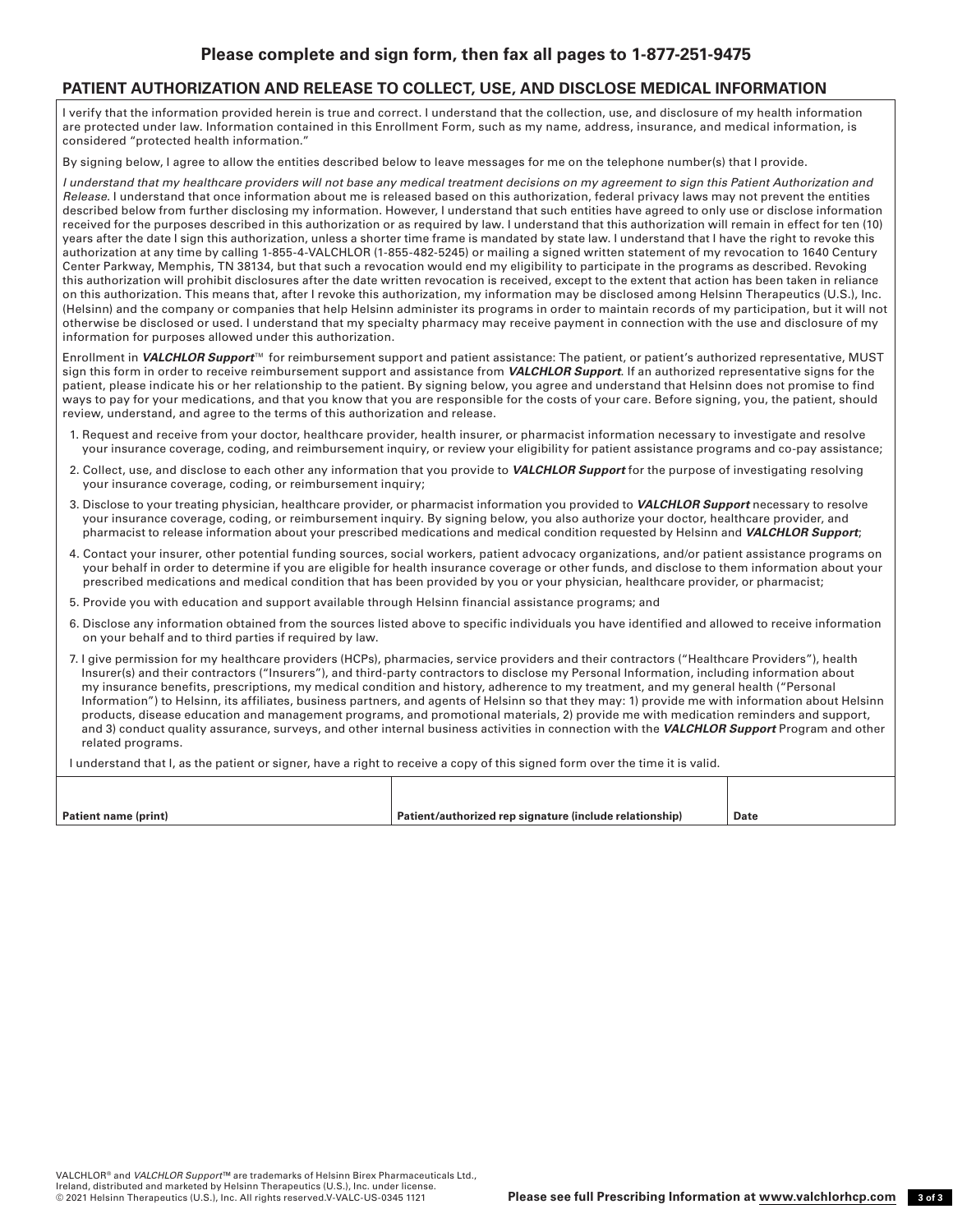**Please complete and sign form, then fax all pages to 1-877-251-9475**

## PATIENT AUTHORIZATION AND RELEASE TO COLLECT, USE, AND DISCLOSE MEDICAL INFORMATION

I verify that the information provided herein is true and correct. I understand that the collection, use, and disclosure of my health information are protected under law. Information contained in this Enrollment Form, such as my name, address, insurance, and medical information, is considered "protected health information."

By signing below, I agree to allow the entities described below to leave messages for me on the telephone number(s) that I provide.

*I understand that my healthcare providers will not base any medical treatment decisions on my agreement to sign this Patient Authorization and Release.* I understand that once information about me is released based on this authorization, federal privacy laws may not prevent the entities described below from further disclosing my information. However, I understand that such entities have agreed to only use or disclose information received for the purposes described in this authorization or as required by law. I understand that this authorization will remain in effect for ten (10) years after the date I sign this authorization, unless a shorter time frame is mandated by state law. I understand that I have the right to revoke this authorization at any time by calling 1-855-4-VALCHLOR (1-855-482-5245) or mailing a signed written statement of my revocation to 1640 Century Center Parkway, Memphis, TN 38134, but that such a revocation would end my eligibility to participate in the programs as described. Revoking this authorization will prohibit disclosures after the date written revocation is received, except to the extent that action has been taken in reliance on this authorization. This means that, after I revoke this authorization, my information may be disclosed among Helsinn Therapeutics (U.S.), Inc. (Helsinn) and the company or companies that help Helsinn administer its programs in order to maintain records of my participation, but it will not otherwise be disclosed or used. I understand that my specialty pharmacy may receive payment in connection with the use and disclosure of my information for purposes allowed under this authorization.

Enrollment in ***VALCHLOR Support***™ for reimbursement support and patient assistance: The patient, or patient's authorized representative, MUST sign this form in order to receive reimbursement support and assistance from ***VALCHLOR Support***. If an authorized representative signs for the patient, please indicate his or her relationship to the patient. By signing below, you agree and understand that Helsinn does not promise to find ways to pay for your medications, and that you know that you are responsible for the costs of your care. Before signing, you, the patient, should review, understand, and agree to the terms of this authorization and release.

1. Request and receive from your doctor, healthcare provider, health insurer, or pharmacist information necessary to investigate and resolve your insurance coverage, coding, and reimbursement inquiry, or review your eligibility for patient assistance programs and co-pay assistance;
2. Collect, use, and disclose to each other any information that you provide to ***VALCHLOR Support*** for the purpose of investigating resolving your insurance coverage, coding, or reimbursement inquiry;
3. Disclose to your treating physician, healthcare provider, or pharmacist information you provided to ***VALCHLOR Support*** necessary to resolve your insurance coverage, coding, or reimbursement inquiry. By signing below, you also authorize your doctor, healthcare provider, and pharmacist to release information about your prescribed medications and medical condition requested by Helsinn and ***VALCHLOR Support***;
4. Contact your insurer, other potential funding sources, social workers, patient advocacy organizations, and/or patient assistance programs on your behalf in order to determine if you are eligible for health insurance coverage or other funds, and disclose to them information about your prescribed medications and medical condition that has been provided by you or your physician, healthcare provider, or pharmacist;
5. Provide you with education and support available through Helsinn financial assistance programs; and
6. Disclose any information obtained from the sources listed above to specific individuals you have identified and allowed to receive information on your behalf and to third parties if required by law.
7. I give permission for my healthcare providers (HCPs), pharmacies, service providers and their contractors ("Healthcare Providers"), health Insurer(s) and their contractors ("Insurers"), and third-party contractors to disclose my Personal Information, including information about my insurance benefits, prescriptions, my medical condition and history, adherence to my treatment, and my general health ("Personal Information") to Helsinn, its affiliates, business partners, and agents of Helsinn so that they may: 1) provide me with information about Helsinn products, disease education and management programs, and promotional materials, 2) provide me with medication reminders and support, and 3) conduct quality assurance, surveys, and other internal business activities in connection with the ***VALCHLOR Support*** Program and other related programs.

I understand that I, as the patient or signer, have a right to receive a copy of this signed form over the time it is valid.

| | | |
|---|---|---|
| **Patient name (print)** | **Patient/authorized rep signature (include relationship)** | **Date** |

VALCHLOR® and *VALCHLOR Support*™ are trademarks of Helsinn Birex Pharmaceuticals Ltd., Ireland, distributed and marketed by Helsinn Therapeutics (U.S.), Inc. under license.
© 2021 Helsinn Therapeutics (U.S.), Inc. All rights reserved.V-VALC-US-0345 1121

**Please see full Prescribing Information at www.valchlorhcp.com**